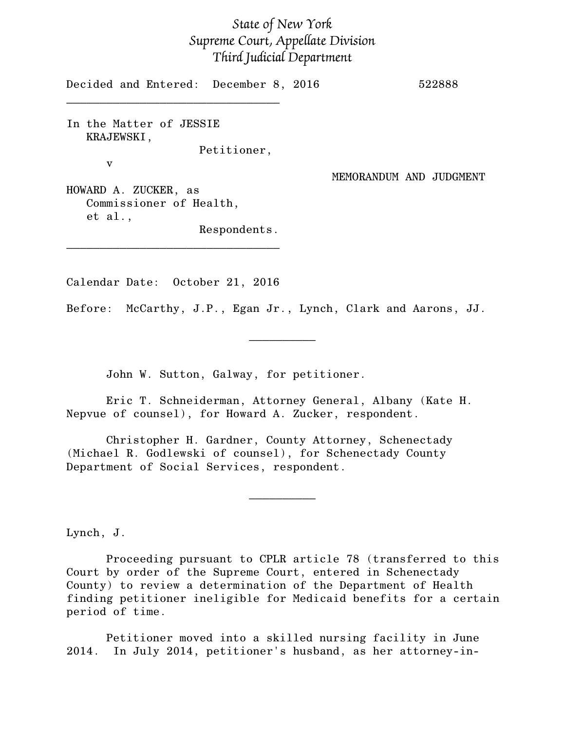*State of New York*
*Supreme Court, Appellate Division*
*Third Judicial Department*

Decided and Entered: December 8, 2016 522888

---

In the Matter of JESSIE KRAJEWSKI,
Petitioner,

v

MEMORANDUM AND JUDGMENT

HOWARD A. ZUCKER, as Commissioner of Health, et al.,
Respondents.

---

Calendar Date: October 21, 2016

Before: McCarthy, J.P., Egan Jr., Lynch, Clark and Aarons, JJ.

---

John W. Sutton, Galway, for petitioner.

Eric T. Schneiderman, Attorney General, Albany (Kate H. Nepvue of counsel), for Howard A. Zucker, respondent.

Christopher H. Gardner, County Attorney, Schenectady (Michael R. Godlewski of counsel), for Schenectady County Department of Social Services, respondent.

---

Lynch, J.

Proceeding pursuant to CPLR article 78 (transferred to this Court by order of the Supreme Court, entered in Schenectady County) to review a determination of the Department of Health finding petitioner ineligible for Medicaid benefits for a certain period of time.

Petitioner moved into a skilled nursing facility in June 2014. In July 2014, petitioner's husband, as her attorney-in-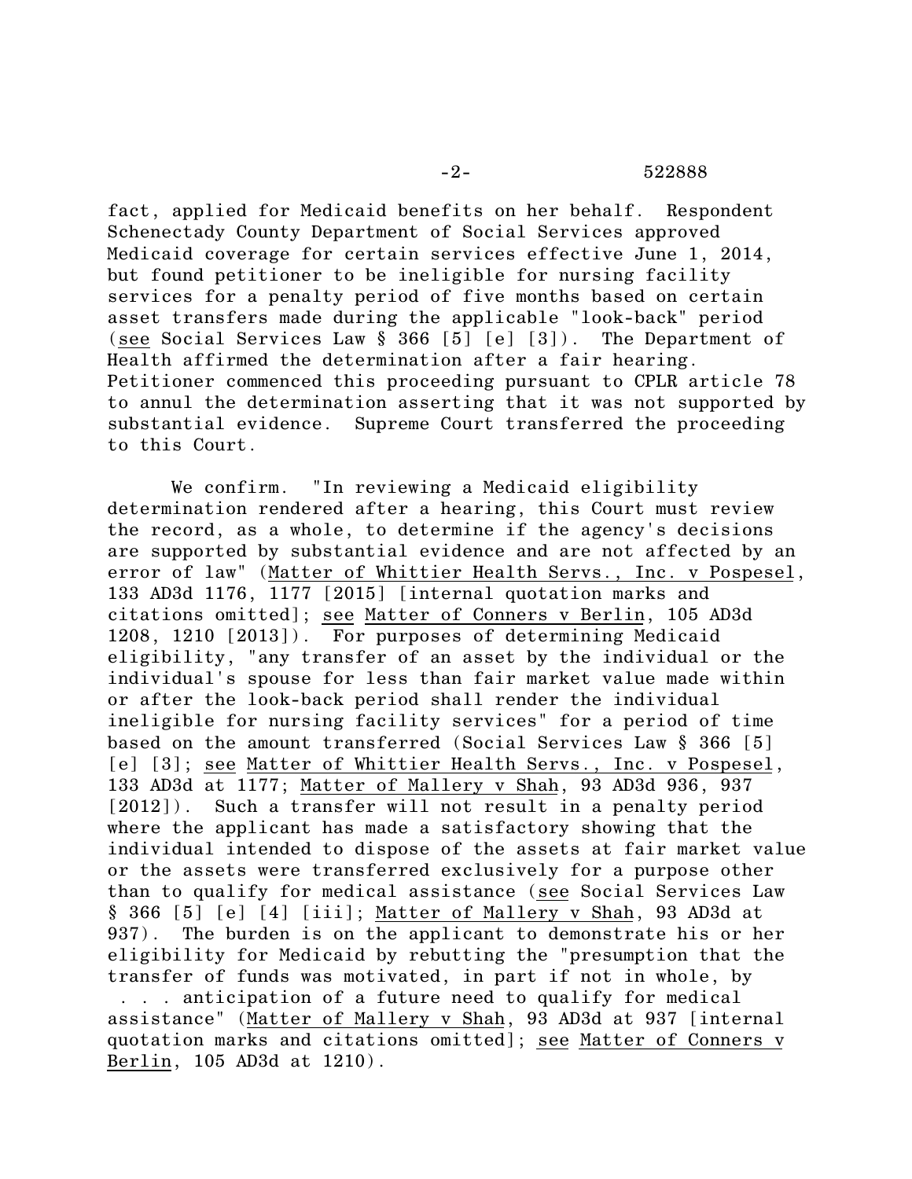fact, applied for Medicaid benefits on her behalf. Respondent Schenectady County Department of Social Services approved Medicaid coverage for certain services effective June 1, 2014, but found petitioner to be ineligible for nursing facility services for a penalty period of five months based on certain asset transfers made during the applicable "look-back" period (see Social Services Law § 366 [5] [e] [3]). The Department of Health affirmed the determination after a fair hearing. Petitioner commenced this proceeding pursuant to CPLR article 78 to annul the determination asserting that it was not supported by substantial evidence. Supreme Court transferred the proceeding to this Court.

We confirm. "In reviewing a Medicaid eligibility determination rendered after a hearing, this Court must review the record, as a whole, to determine if the agency's decisions are supported by substantial evidence and are not affected by an error of law" (Matter of Whittier Health Servs., Inc. v Pospesel, 133 AD3d 1176, 1177 [2015] [internal quotation marks and citations omitted]; see Matter of Conners v Berlin, 105 AD3d 1208, 1210 [2013]). For purposes of determining Medicaid eligibility, "any transfer of an asset by the individual or the individual's spouse for less than fair market value made within or after the look-back period shall render the individual ineligible for nursing facility services" for a period of time based on the amount transferred (Social Services Law § 366 [5] [e] [3]; see Matter of Whittier Health Servs., Inc. v Pospesel, 133 AD3d at 1177; Matter of Mallery v Shah, 93 AD3d 936, 937 [2012]). Such a transfer will not result in a penalty period where the applicant has made a satisfactory showing that the individual intended to dispose of the assets at fair market value or the assets were transferred exclusively for a purpose other than to qualify for medical assistance (see Social Services Law § 366 [5] [e] [4] [iii]; Matter of Mallery v Shah, 93 AD3d at 937). The burden is on the applicant to demonstrate his or her eligibility for Medicaid by rebutting the "presumption that the transfer of funds was motivated, in part if not in whole, by . . . anticipation of a future need to qualify for medical assistance" (Matter of Mallery v Shah, 93 AD3d at 937 [internal quotation marks and citations omitted]; see Matter of Conners v Berlin, 105 AD3d at 1210).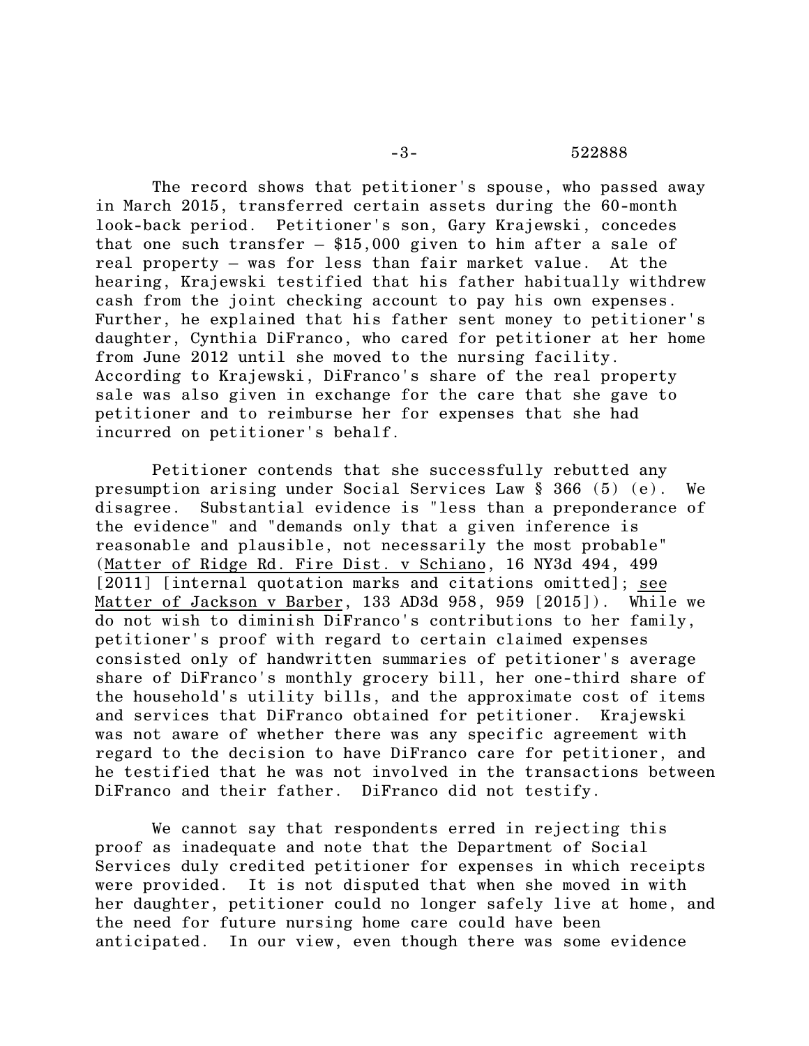The record shows that petitioner's spouse, who passed away in March 2015, transferred certain assets during the 60-month look-back period. Petitioner's son, Gary Krajewski, concedes that one such transfer – $15,000 given to him after a sale of real property – was for less than fair market value. At the hearing, Krajewski testified that his father habitually withdrew cash from the joint checking account to pay his own expenses. Further, he explained that his father sent money to petitioner's daughter, Cynthia DiFranco, who cared for petitioner at her home from June 2012 until she moved to the nursing facility. According to Krajewski, DiFranco's share of the real property sale was also given in exchange for the care that she gave to petitioner and to reimburse her for expenses that she had incurred on petitioner's behalf.

Petitioner contends that she successfully rebutted any presumption arising under Social Services Law § 366 (5) (e). We disagree. Substantial evidence is "less than a preponderance of the evidence" and "demands only that a given inference is reasonable and plausible, not necessarily the most probable" (Matter of Ridge Rd. Fire Dist. v Schiano, 16 NY3d 494, 499 [2011] [internal quotation marks and citations omitted]; see Matter of Jackson v Barber, 133 AD3d 958, 959 [2015]). While we do not wish to diminish DiFranco's contributions to her family, petitioner's proof with regard to certain claimed expenses consisted only of handwritten summaries of petitioner's average share of DiFranco's monthly grocery bill, her one-third share of the household's utility bills, and the approximate cost of items and services that DiFranco obtained for petitioner. Krajewski was not aware of whether there was any specific agreement with regard to the decision to have DiFranco care for petitioner, and he testified that he was not involved in the transactions between DiFranco and their father. DiFranco did not testify.

We cannot say that respondents erred in rejecting this proof as inadequate and note that the Department of Social Services duly credited petitioner for expenses in which receipts were provided. It is not disputed that when she moved in with her daughter, petitioner could no longer safely live at home, and the need for future nursing home care could have been anticipated. In our view, even though there was some evidence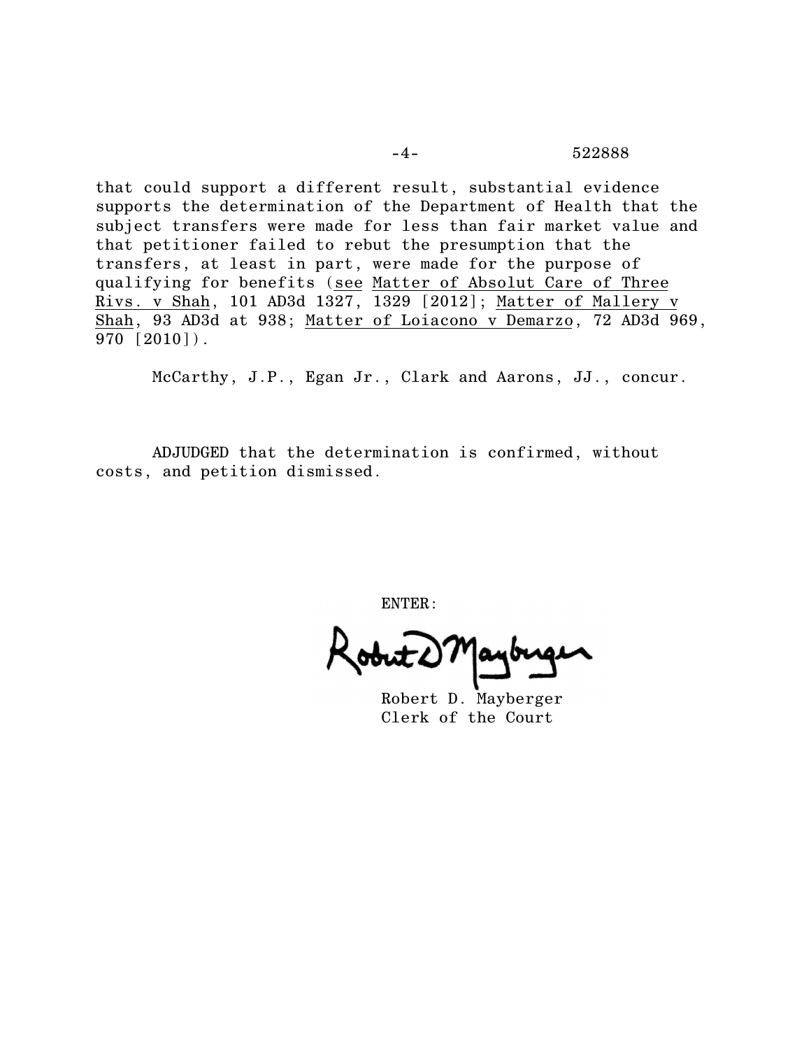that could support a different result, substantial evidence supports the determination of the Department of Health that the subject transfers were made for less than fair market value and that petitioner failed to rebut the presumption that the transfers, at least in part, were made for the purpose of qualifying for benefits (see Matter of Absolut Care of Three Rivs. v Shah, 101 AD3d 1327, 1329 [2012]; Matter of Mallery v Shah, 93 AD3d at 938; Matter of Loiacono v Demarzo, 72 AD3d 969, 970 [2010]).

McCarthy, J.P., Egan Jr., Clark and Aarons, JJ., concur.

ADJUDGED that the determination is confirmed, without costs, and petition dismissed.

ENTER:

Robert D. Mayberger
Clerk of the Court